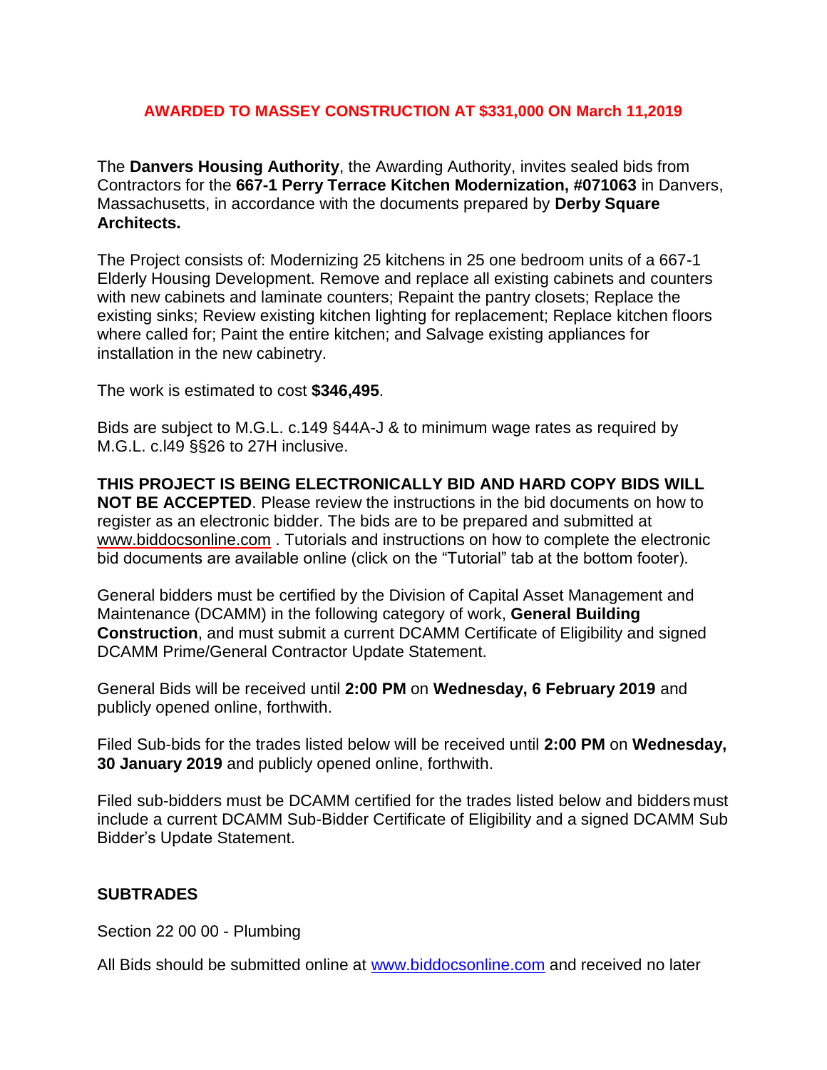**AWARDED TO MASSEY CONSTRUCTION AT $331,000 ON March 11,2019**

The **Danvers Housing Authority**, the Awarding Authority, invites sealed bids from Contractors for the **667-1 Perry Terrace Kitchen Modernization, #071063** in Danvers, Massachusetts, in accordance with the documents prepared by **Derby Square Architects.**

The Project consists of: Modernizing 25 kitchens in 25 one bedroom units of a 667-1 Elderly Housing Development. Remove and replace all existing cabinets and counters with new cabinets and laminate counters; Repaint the pantry closets; Replace the existing sinks; Review existing kitchen lighting for replacement; Replace kitchen floors where called for; Paint the entire kitchen; and Salvage existing appliances for installation in the new cabinetry.

The work is estimated to cost **$346,495**.

Bids are subject to M.G.L. c.149 §44A-J & to minimum wage rates as required by M.G.L. c.l49 §§26 to 27H inclusive.

**THIS PROJECT IS BEING ELECTRONICALLY BID AND HARD COPY BIDS WILL NOT BE ACCEPTED**. Please review the instructions in the bid documents on how to register as an electronic bidder. The bids are to be prepared and submitted at www.biddocsonline.com . Tutorials and instructions on how to complete the electronic bid documents are available online (click on the "Tutorial" tab at the bottom footer).

General bidders must be certified by the Division of Capital Asset Management and Maintenance (DCAMM) in the following category of work, **General Building Construction**, and must submit a current DCAMM Certificate of Eligibility and signed DCAMM Prime/General Contractor Update Statement.

General Bids will be received until **2:00 PM** on **Wednesday, 6 February 2019** and publicly opened online, forthwith.

Filed Sub-bids for the trades listed below will be received until **2:00 PM** on **Wednesday, 30 January 2019** and publicly opened online, forthwith.

Filed sub-bidders must be DCAMM certified for the trades listed below and bidders must include a current DCAMM Sub-Bidder Certificate of Eligibility and a signed DCAMM Sub Bidder's Update Statement.

**SUBTRADES**

Section 22 00 00 - Plumbing

All Bids should be submitted online at www.biddocsonline.com and received no later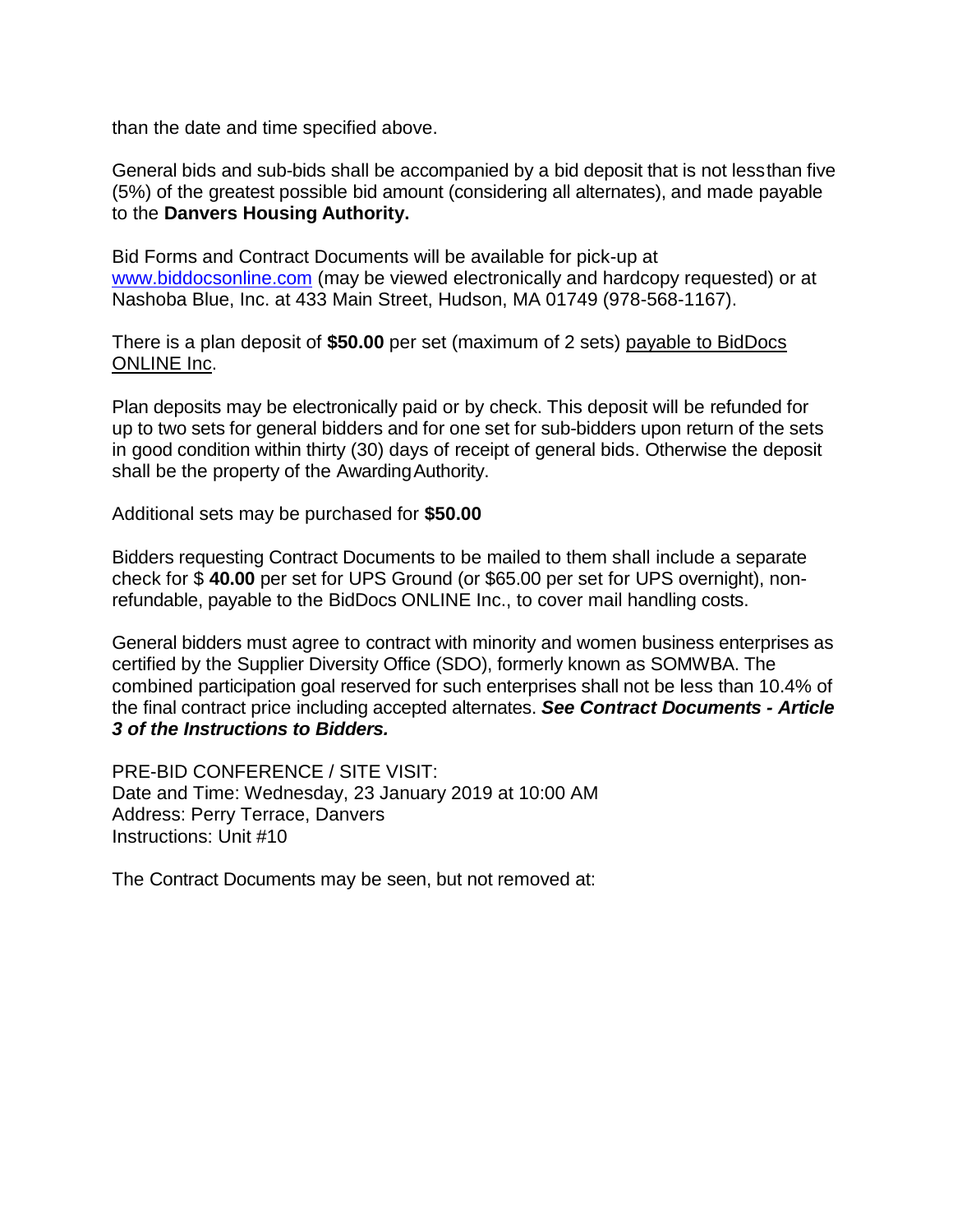than the date and time specified above.

General bids and sub-bids shall be accompanied by a bid deposit that is not less than five (5%) of the greatest possible bid amount (considering all alternates), and made payable to the **Danvers Housing Authority.**

Bid Forms and Contract Documents will be available for pick-up at www.biddocsonline.com (may be viewed electronically and hardcopy requested) or at Nashoba Blue, Inc. at 433 Main Street, Hudson, MA 01749 (978-568-1167).

There is a plan deposit of **$50.00** per set (maximum of 2 sets) payable to BidDocs ONLINE Inc.

Plan deposits may be electronically paid or by check. This deposit will be refunded for up to two sets for general bidders and for one set for sub-bidders upon return of the sets in good condition within thirty (30) days of receipt of general bids. Otherwise the deposit shall be the property of the Awarding Authority.

Additional sets may be purchased for **$50.00**

Bidders requesting Contract Documents to be mailed to them shall include a separate check for $ **40.00** per set for UPS Ground (or $65.00 per set for UPS overnight), non-refundable, payable to the BidDocs ONLINE Inc., to cover mail handling costs.

General bidders must agree to contract with minority and women business enterprises as certified by the Supplier Diversity Office (SDO), formerly known as SOMWBA. The combined participation goal reserved for such enterprises shall not be less than 10.4% of the final contract price including accepted alternates. ***See Contract Documents - Article 3 of the Instructions to Bidders.***

PRE-BID CONFERENCE / SITE VISIT:
Date and Time: Wednesday, 23 January 2019 at 10:00 AM
Address: Perry Terrace, Danvers
Instructions: Unit #10

The Contract Documents may be seen, but not removed at: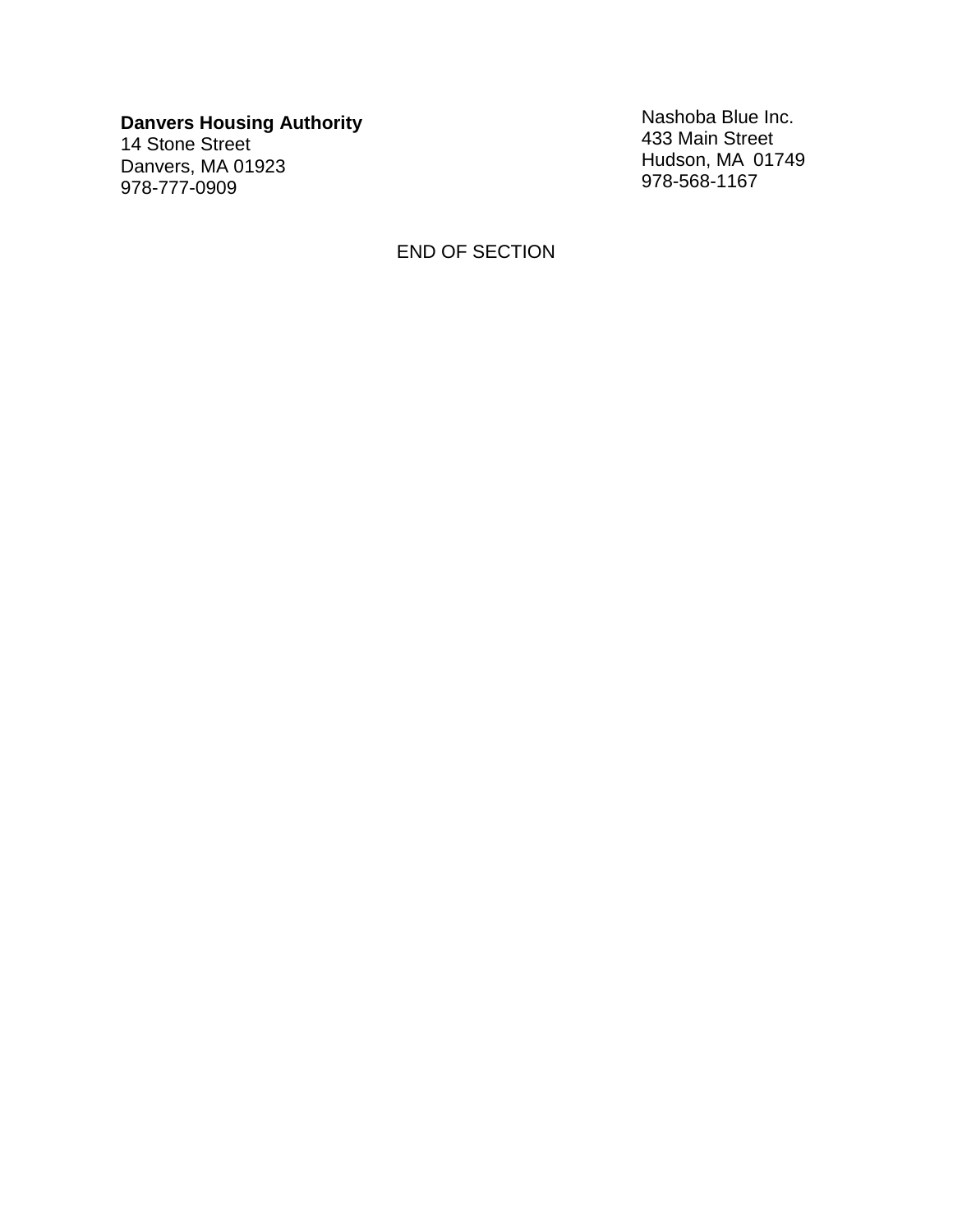**Danvers Housing Authority**
14 Stone Street
Danvers, MA 01923
978-777-0909

Nashoba Blue Inc.
433 Main Street
Hudson, MA  01749
978-568-1167

END OF SECTION